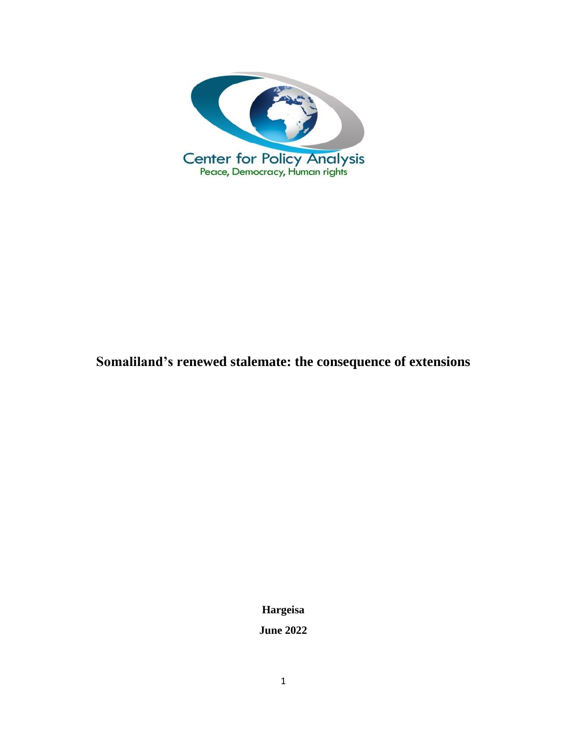Center for Policy Analysis

Peace, Democracy, Human rights

# Somaliland's renewed stalemate: the consequence of extensions

**Hargeisa**

**June 2022**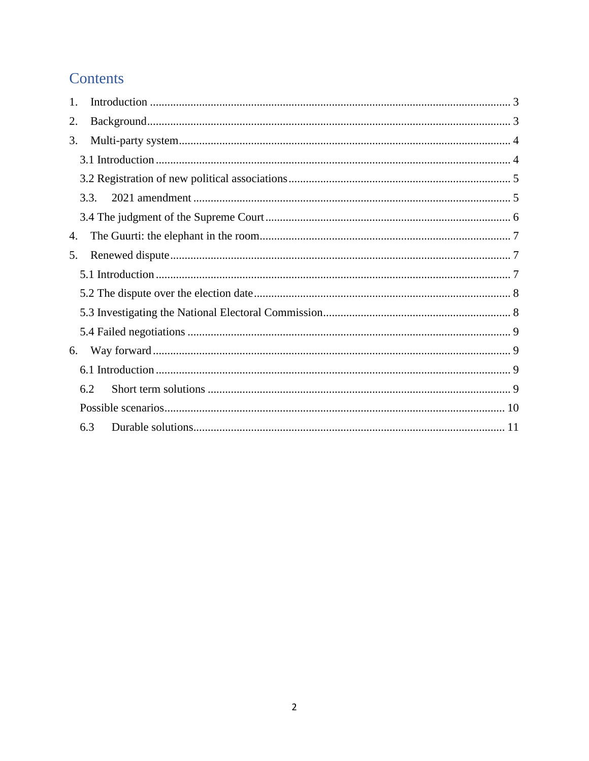# Contents

1. Introduction ........................................................................................................................ 3
2. Background......................................................................................................................... 3
3. Multi-party system.............................................................................................................. 4
   - 3.1 Introduction .................................................................................................................. 4
   - 3.2 Registration of new political associations ................................................................... 5
   - 3.3. 2021 amendment ........................................................................................................... 5
   - 3.4 The judgment of the Supreme Court ............................................................................ 6
4. The Guurti: the elephant in the room.................................................................................. 7
5. Renewed dispute ................................................................................................................. 7
   - 5.1 Introduction .................................................................................................................. 7
   - 5.2 The dispute over the election date ............................................................................... 8
   - 5.3 Investigating the National Electoral Commission ........................................................ 8
   - 5.4 Failed negotiations ....................................................................................................... 9
6. Way forward ........................................................................................................................ 9
   - 6.1 Introduction .................................................................................................................. 9
   - 6.2 Short term solutions ..................................................................................................... 9
   - Possible scenarios.............................................................................................................. 10
   - 6.3 Durable solutions......................................................................................................... 11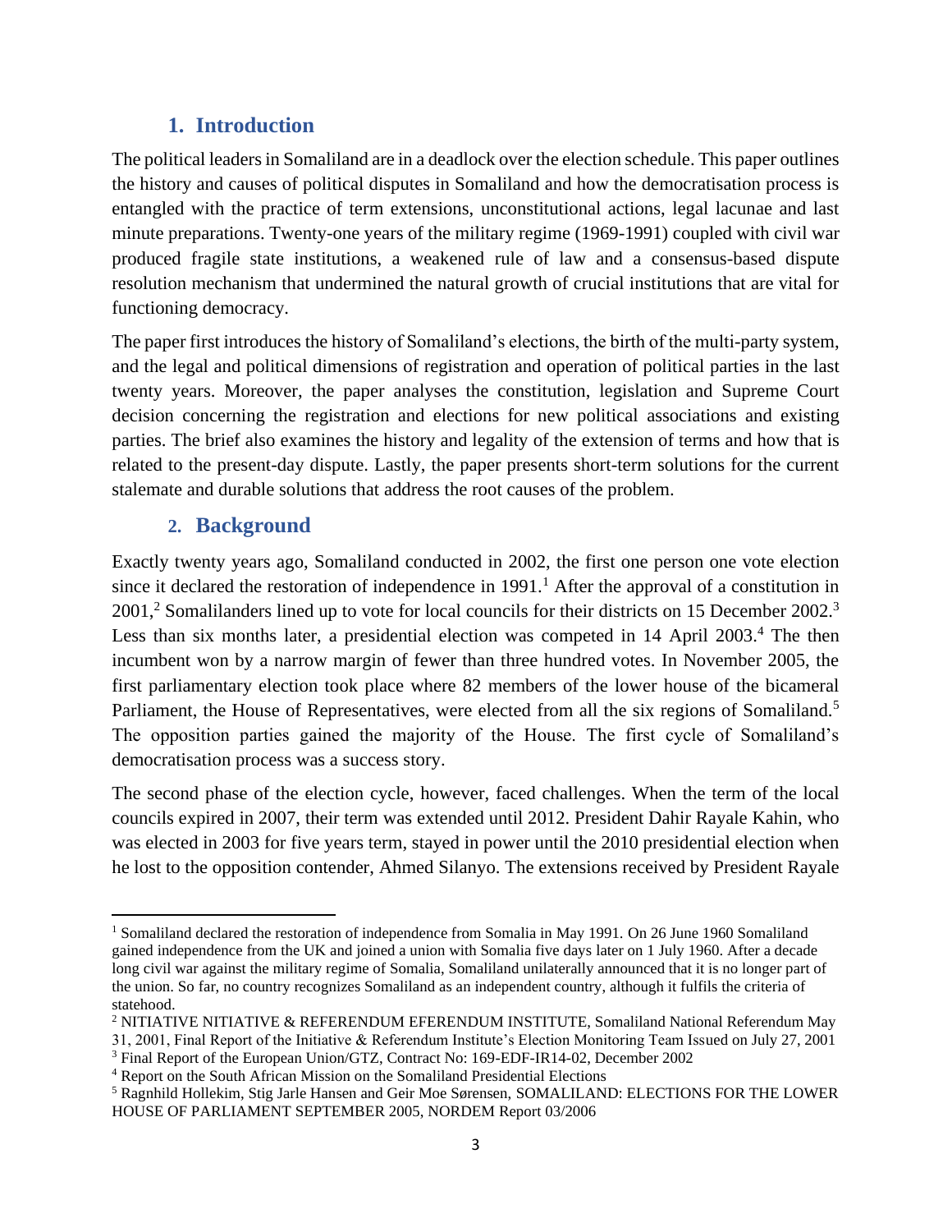## 1. Introduction

The political leaders in Somaliland are in a deadlock over the election schedule. This paper outlines the history and causes of political disputes in Somaliland and how the democratisation process is entangled with the practice of term extensions, unconstitutional actions, legal lacunae and last minute preparations. Twenty-one years of the military regime (1969-1991) coupled with civil war produced fragile state institutions, a weakened rule of law and a consensus-based dispute resolution mechanism that undermined the natural growth of crucial institutions that are vital for functioning democracy.

The paper first introduces the history of Somaliland's elections, the birth of the multi-party system, and the legal and political dimensions of registration and operation of political parties in the last twenty years. Moreover, the paper analyses the constitution, legislation and Supreme Court decision concerning the registration and elections for new political associations and existing parties. The brief also examines the history and legality of the extension of terms and how that is related to the present-day dispute. Lastly, the paper presents short-term solutions for the current stalemate and durable solutions that address the root causes of the problem.

## 2. Background

Exactly twenty years ago, Somaliland conducted in 2002, the first one person one vote election since it declared the restoration of independence in 1991.[1] After the approval of a constitution in 2001,[2] Somalilanders lined up to vote for local councils for their districts on 15 December 2002.[3] Less than six months later, a presidential election was competed in 14 April 2003.[4] The then incumbent won by a narrow margin of fewer than three hundred votes. In November 2005, the first parliamentary election took place where 82 members of the lower house of the bicameral Parliament, the House of Representatives, were elected from all the six regions of Somaliland.[5] The opposition parties gained the majority of the House. The first cycle of Somaliland's democratisation process was a success story.

The second phase of the election cycle, however, faced challenges. When the term of the local councils expired in 2007, their term was extended until 2012. President Dahir Rayale Kahin, who was elected in 2003 for five years term, stayed in power until the 2010 presidential election when he lost to the opposition contender, Ahmed Silanyo. The extensions received by President Rayale

---

[1] Somaliland declared the restoration of independence from Somalia in May 1991. On 26 June 1960 Somaliland gained independence from the UK and joined a union with Somalia five days later on 1 July 1960. After a decade long civil war against the military regime of Somalia, Somaliland unilaterally announced that it is no longer part of the union. So far, no country recognizes Somaliland as an independent country, although it fulfils the criteria of statehood.

[2] NITIATIVE NITIATIVE & REFERENDUM EFERENDUM INSTITUTE, Somaliland National Referendum May 31, 2001, Final Report of the Initiative & Referendum Institute's Election Monitoring Team Issued on July 27, 2001

[3] Final Report of the European Union/GTZ, Contract No: 169-EDF-IR14-02, December 2002

[4] Report on the South African Mission on the Somaliland Presidential Elections

[5] Ragnhild Hollekim, Stig Jarle Hansen and Geir Moe Sørensen, SOMALILAND: ELECTIONS FOR THE LOWER HOUSE OF PARLIAMENT SEPTEMBER 2005, NORDEM Report 03/2006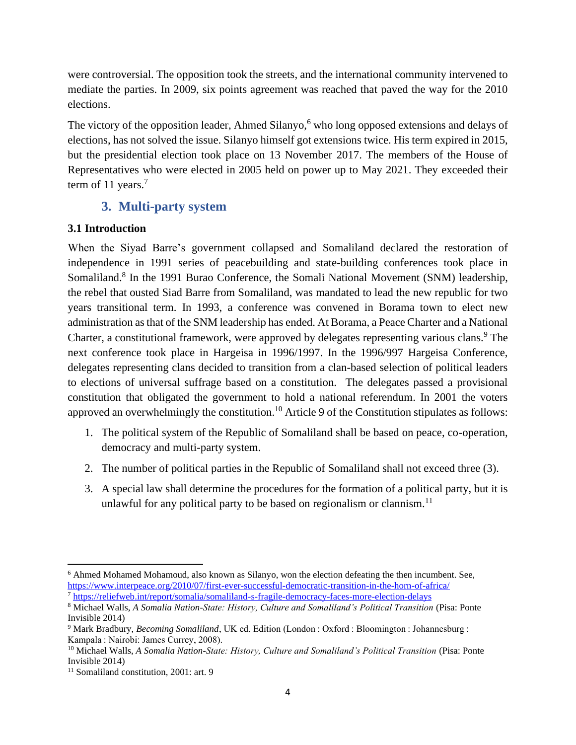were controversial. The opposition took the streets, and the international community intervened to mediate the parties. In 2009, six points agreement was reached that paved the way for the 2010 elections.

The victory of the opposition leader, Ahmed Silanyo,[6] who long opposed extensions and delays of elections, has not solved the issue. Silanyo himself got extensions twice. His term expired in 2015, but the presidential election took place on 13 November 2017. The members of the House of Representatives who were elected in 2005 held on power up to May 2021. They exceeded their term of 11 years.[7]

## 3. Multi-party system

### 3.1 Introduction

When the Siyad Barre's government collapsed and Somaliland declared the restoration of independence in 1991 series of peacebuilding and state-building conferences took place in Somaliland.[8] In the 1991 Burao Conference, the Somali National Movement (SNM) leadership, the rebel that ousted Siad Barre from Somaliland, was mandated to lead the new republic for two years transitional term. In 1993, a conference was convened in Borama town to elect new administration as that of the SNM leadership has ended. At Borama, a Peace Charter and a National Charter, a constitutional framework, were approved by delegates representing various clans.[9] The next conference took place in Hargeisa in 1996/1997. In the 1996/997 Hargeisa Conference, delegates representing clans decided to transition from a clan-based selection of political leaders to elections of universal suffrage based on a constitution. The delegates passed a provisional constitution that obligated the government to hold a national referendum. In 2001 the voters approved an overwhelmingly the constitution.[10] Article 9 of the Constitution stipulates as follows:

1. The political system of the Republic of Somaliland shall be based on peace, co-operation, democracy and multi-party system.
2. The number of political parties in the Republic of Somaliland shall not exceed three (3).
3. A special law shall determine the procedures for the formation of a political party, but it is unlawful for any political party to be based on regionalism or clannism.[11]

---

[6] Ahmed Mohamed Mohamoud, also known as Silanyo, won the election defeating the then incumbent. See, https://www.interpeace.org/2010/07/first-ever-successful-democratic-transition-in-the-horn-of-africa/

[7] https://reliefweb.int/report/somalia/somaliland-s-fragile-democracy-faces-more-election-delays

[8] Michael Walls, *A Somalia Nation-State: History, Culture and Somaliland's Political Transition* (Pisa: Ponte Invisible 2014)

[9] Mark Bradbury, *Becoming Somaliland*, UK ed. Edition (London : Oxford : Bloomington : Johannesburg : Kampala : Nairobi: James Currey, 2008).

[10] Michael Walls, *A Somalia Nation-State: History, Culture and Somaliland's Political Transition* (Pisa: Ponte Invisible 2014)

[11] Somaliland constitution, 2001: art. 9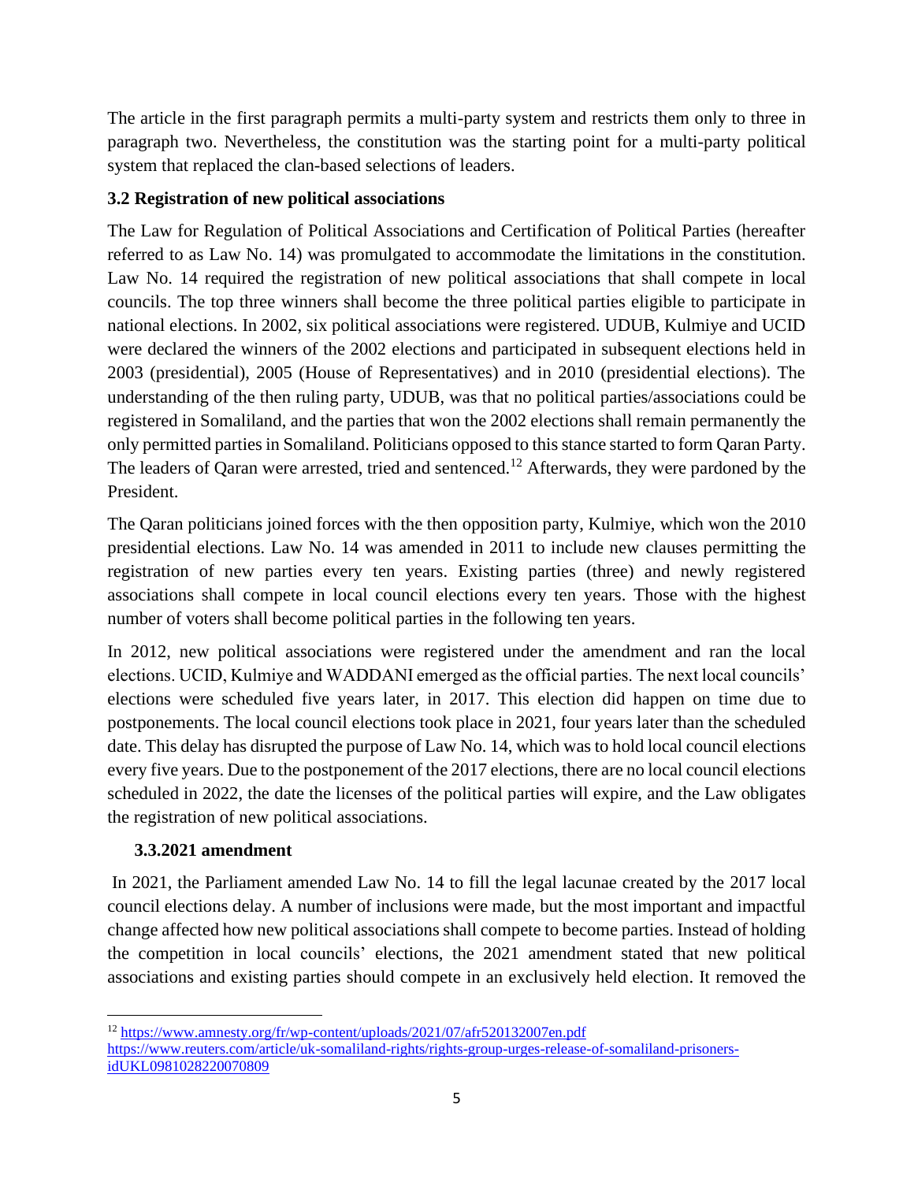The article in the first paragraph permits a multi-party system and restricts them only to three in paragraph two. Nevertheless, the constitution was the starting point for a multi-party political system that replaced the clan-based selections of leaders.

### 3.2 Registration of new political associations

The Law for Regulation of Political Associations and Certification of Political Parties (hereafter referred to as Law No. 14) was promulgated to accommodate the limitations in the constitution. Law No. 14 required the registration of new political associations that shall compete in local councils. The top three winners shall become the three political parties eligible to participate in national elections. In 2002, six political associations were registered. UDUB, Kulmiye and UCID were declared the winners of the 2002 elections and participated in subsequent elections held in 2003 (presidential), 2005 (House of Representatives) and in 2010 (presidential elections). The understanding of the then ruling party, UDUB, was that no political parties/associations could be registered in Somaliland, and the parties that won the 2002 elections shall remain permanently the only permitted parties in Somaliland. Politicians opposed to this stance started to form Qaran Party. The leaders of Qaran were arrested, tried and sentenced.[12] Afterwards, they were pardoned by the President.

The Qaran politicians joined forces with the then opposition party, Kulmiye, which won the 2010 presidential elections. Law No. 14 was amended in 2011 to include new clauses permitting the registration of new parties every ten years. Existing parties (three) and newly registered associations shall compete in local council elections every ten years. Those with the highest number of voters shall become political parties in the following ten years.

In 2012, new political associations were registered under the amendment and ran the local elections. UCID, Kulmiye and WADDANI emerged as the official parties. The next local councils' elections were scheduled five years later, in 2017. This election did happen on time due to postponements. The local council elections took place in 2021, four years later than the scheduled date. This delay has disrupted the purpose of Law No. 14, which was to hold local council elections every five years. Due to the postponement of the 2017 elections, there are no local council elections scheduled in 2022, the date the licenses of the political parties will expire, and the Law obligates the registration of new political associations.

### 3.3.2021 amendment

In 2021, the Parliament amended Law No. 14 to fill the legal lacunae created by the 2017 local council elections delay. A number of inclusions were made, but the most important and impactful change affected how new political associations shall compete to become parties. Instead of holding the competition in local councils' elections, the 2021 amendment stated that new political associations and existing parties should compete in an exclusively held election. It removed the

---

[12] https://www.amnesty.org/fr/wp-content/uploads/2021/07/afr520132007en.pdf
https://www.reuters.com/article/uk-somaliland-rights/rights-group-urges-release-of-somaliland-prisoners-idUKL0981028220070809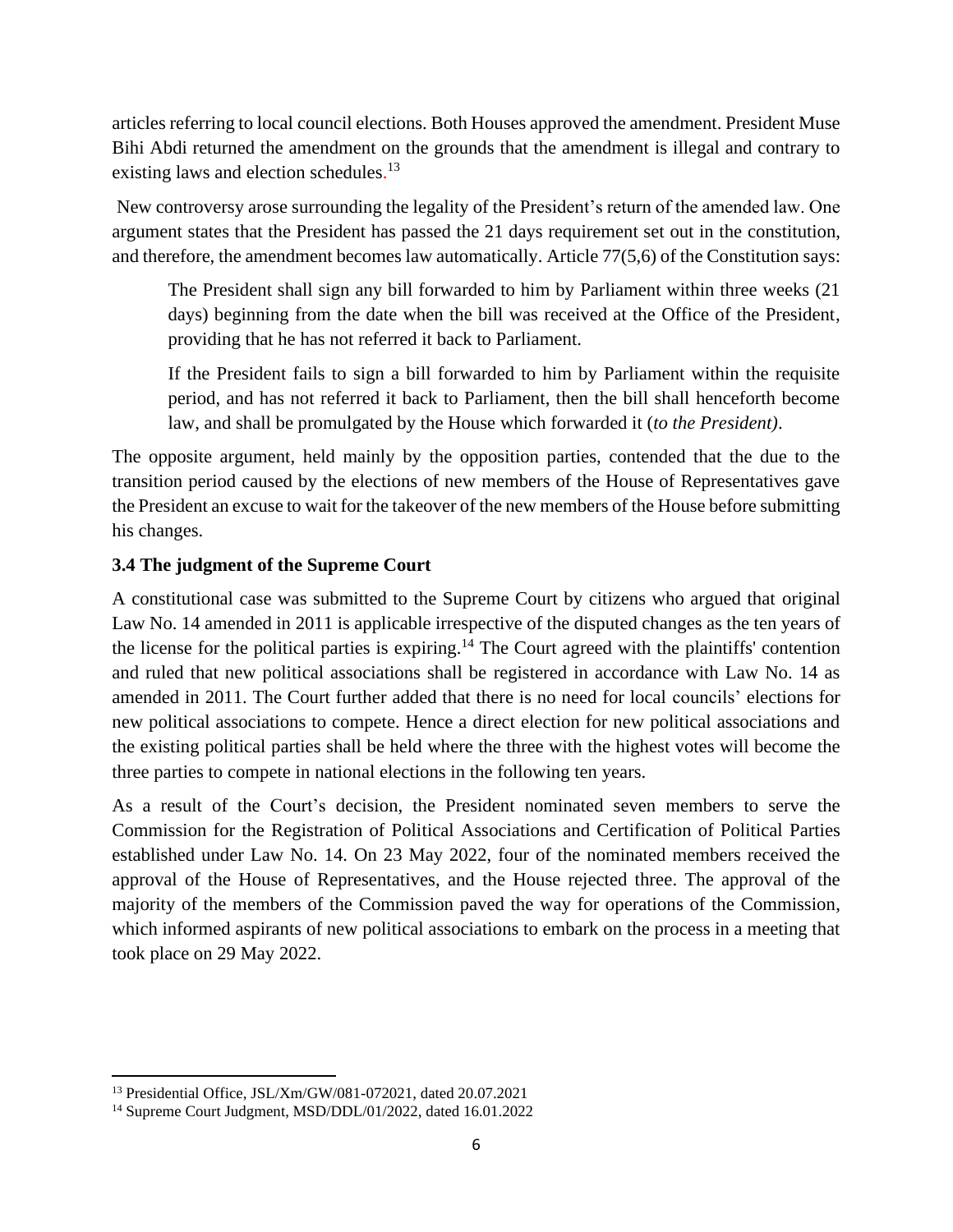articles referring to local council elections. Both Houses approved the amendment. President Muse Bihi Abdi returned the amendment on the grounds that the amendment is illegal and contrary to existing laws and election schedules.[13]

New controversy arose surrounding the legality of the President's return of the amended law. One argument states that the President has passed the 21 days requirement set out in the constitution, and therefore, the amendment becomes law automatically. Article 77(5,6) of the Constitution says:

> The President shall sign any bill forwarded to him by Parliament within three weeks (21 days) beginning from the date when the bill was received at the Office of the President, providing that he has not referred it back to Parliament.
>
> If the President fails to sign a bill forwarded to him by Parliament within the requisite period, and has not referred it back to Parliament, then the bill shall henceforth become law, and shall be promulgated by the House which forwarded it (*to the President)*.

The opposite argument, held mainly by the opposition parties, contended that the due to the transition period caused by the elections of new members of the House of Representatives gave the President an excuse to wait for the takeover of the new members of the House before submitting his changes.

### 3.4 The judgment of the Supreme Court

A constitutional case was submitted to the Supreme Court by citizens who argued that original Law No. 14 amended in 2011 is applicable irrespective of the disputed changes as the ten years of the license for the political parties is expiring.[14] The Court agreed with the plaintiffs' contention and ruled that new political associations shall be registered in accordance with Law No. 14 as amended in 2011. The Court further added that there is no need for local councils' elections for new political associations to compete. Hence a direct election for new political associations and the existing political parties shall be held where the three with the highest votes will become the three parties to compete in national elections in the following ten years.

As a result of the Court's decision, the President nominated seven members to serve the Commission for the Registration of Political Associations and Certification of Political Parties established under Law No. 14. On 23 May 2022, four of the nominated members received the approval of the House of Representatives, and the House rejected three. The approval of the majority of the members of the Commission paved the way for operations of the Commission, which informed aspirants of new political associations to embark on the process in a meeting that took place on 29 May 2022.

---

[13] Presidential Office, JSL/Xm/GW/081-072021, dated 20.07.2021

[14] Supreme Court Judgment, MSD/DDL/01/2022, dated 16.01.2022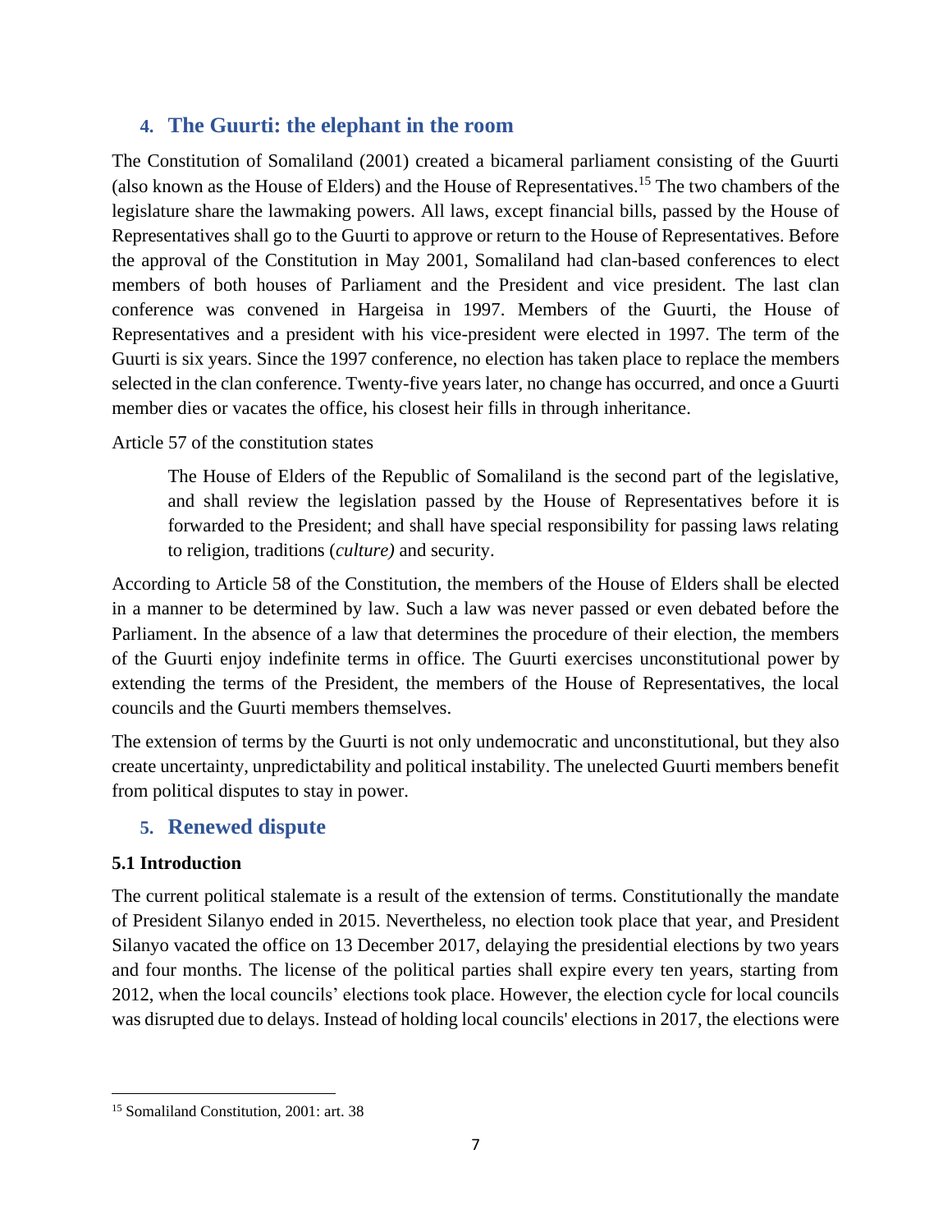## 4. The Guurti: the elephant in the room

The Constitution of Somaliland (2001) created a bicameral parliament consisting of the Guurti (also known as the House of Elders) and the House of Representatives.[15] The two chambers of the legislature share the lawmaking powers. All laws, except financial bills, passed by the House of Representatives shall go to the Guurti to approve or return to the House of Representatives. Before the approval of the Constitution in May 2001, Somaliland had clan-based conferences to elect members of both houses of Parliament and the President and vice president. The last clan conference was convened in Hargeisa in 1997. Members of the Guurti, the House of Representatives and a president with his vice-president were elected in 1997. The term of the Guurti is six years. Since the 1997 conference, no election has taken place to replace the members selected in the clan conference. Twenty-five years later, no change has occurred, and once a Guurti member dies or vacates the office, his closest heir fills in through inheritance.

Article 57 of the constitution states

> The House of Elders of the Republic of Somaliland is the second part of the legislative, and shall review the legislation passed by the House of Representatives before it is forwarded to the President; and shall have special responsibility for passing laws relating to religion, traditions (*culture)* and security.

According to Article 58 of the Constitution, the members of the House of Elders shall be elected in a manner to be determined by law. Such a law was never passed or even debated before the Parliament. In the absence of a law that determines the procedure of their election, the members of the Guurti enjoy indefinite terms in office. The Guurti exercises unconstitutional power by extending the terms of the President, the members of the House of Representatives, the local councils and the Guurti members themselves.

The extension of terms by the Guurti is not only undemocratic and unconstitutional, but they also create uncertainty, unpredictability and political instability. The unelected Guurti members benefit from political disputes to stay in power.

## 5. Renewed dispute

### 5.1 Introduction

The current political stalemate is a result of the extension of terms. Constitutionally the mandate of President Silanyo ended in 2015. Nevertheless, no election took place that year, and President Silanyo vacated the office on 13 December 2017, delaying the presidential elections by two years and four months. The license of the political parties shall expire every ten years, starting from 2012, when the local councils' elections took place. However, the election cycle for local councils was disrupted due to delays. Instead of holding local councils' elections in 2017, the elections were

---

[15] Somaliland Constitution, 2001: art. 38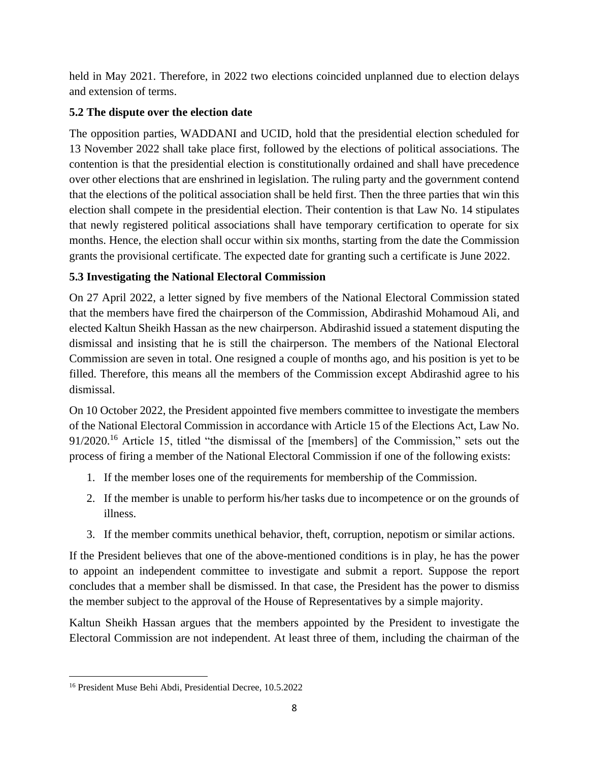held in May 2021. Therefore, in 2022 two elections coincided unplanned due to election delays and extension of terms.

### 5.2 The dispute over the election date

The opposition parties, WADDANI and UCID, hold that the presidential election scheduled for 13 November 2022 shall take place first, followed by the elections of political associations. The contention is that the presidential election is constitutionally ordained and shall have precedence over other elections that are enshrined in legislation. The ruling party and the government contend that the elections of the political association shall be held first. Then the three parties that win this election shall compete in the presidential election. Their contention is that Law No. 14 stipulates that newly registered political associations shall have temporary certification to operate for six months. Hence, the election shall occur within six months, starting from the date the Commission grants the provisional certificate. The expected date for granting such a certificate is June 2022.

### 5.3 Investigating the National Electoral Commission

On 27 April 2022, a letter signed by five members of the National Electoral Commission stated that the members have fired the chairperson of the Commission, Abdirashid Mohamoud Ali, and elected Kaltun Sheikh Hassan as the new chairperson. Abdirashid issued a statement disputing the dismissal and insisting that he is still the chairperson. The members of the National Electoral Commission are seven in total. One resigned a couple of months ago, and his position is yet to be filled. Therefore, this means all the members of the Commission except Abdirashid agree to his dismissal.

On 10 October 2022, the President appointed five members committee to investigate the members of the National Electoral Commission in accordance with Article 15 of the Elections Act, Law No. 91/2020.[16] Article 15, titled "the dismissal of the [members] of the Commission," sets out the process of firing a member of the National Electoral Commission if one of the following exists:

1. If the member loses one of the requirements for membership of the Commission.
2. If the member is unable to perform his/her tasks due to incompetence or on the grounds of illness.
3. If the member commits unethical behavior, theft, corruption, nepotism or similar actions.

If the President believes that one of the above-mentioned conditions is in play, he has the power to appoint an independent committee to investigate and submit a report. Suppose the report concludes that a member shall be dismissed. In that case, the President has the power to dismiss the member subject to the approval of the House of Representatives by a simple majority.

Kaltun Sheikh Hassan argues that the members appointed by the President to investigate the Electoral Commission are not independent. At least three of them, including the chairman of the

[16] President Muse Behi Abdi, Presidential Decree, 10.5.2022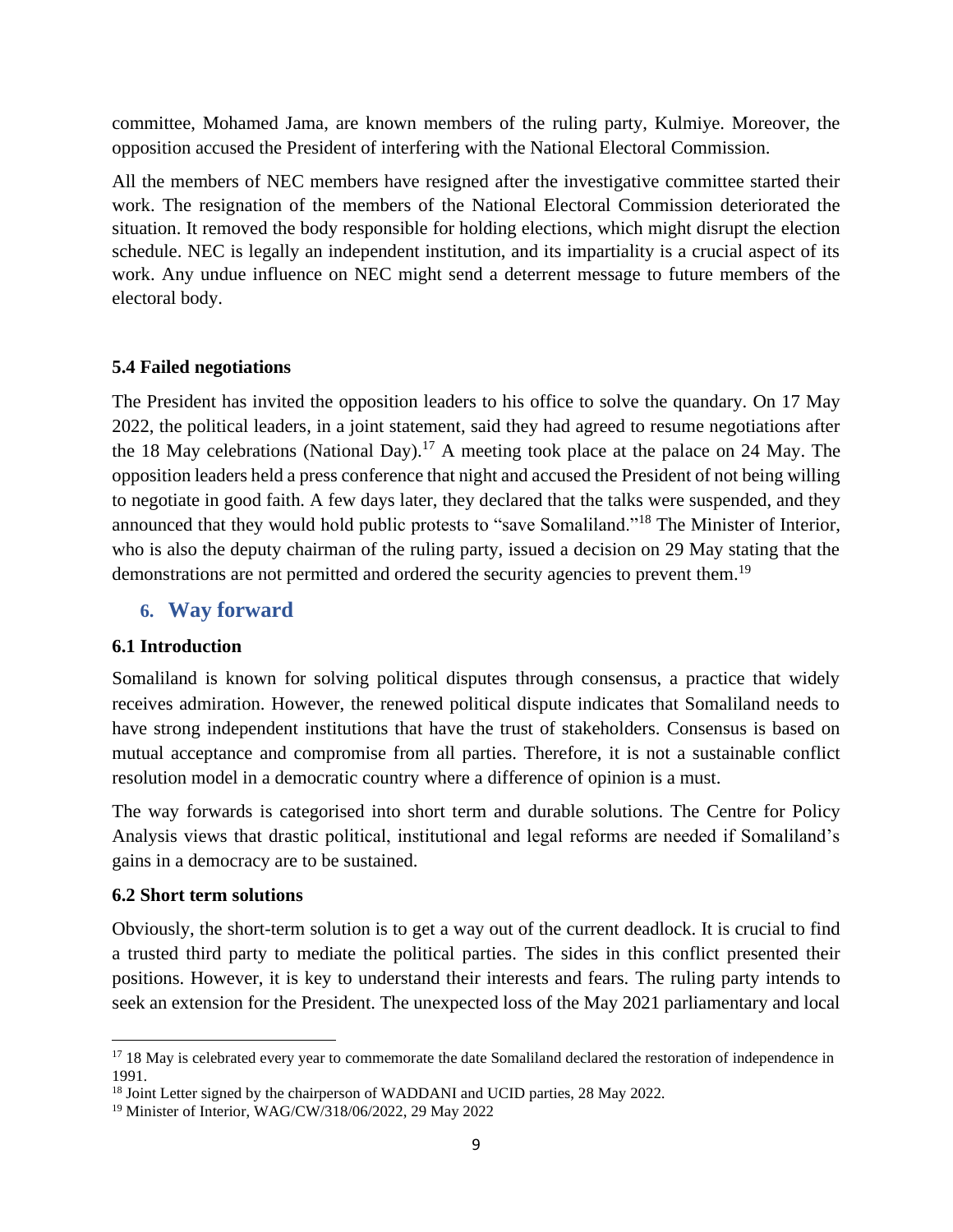committee, Mohamed Jama, are known members of the ruling party, Kulmiye. Moreover, the opposition accused the President of interfering with the National Electoral Commission.

All the members of NEC members have resigned after the investigative committee started their work. The resignation of the members of the National Electoral Commission deteriorated the situation. It removed the body responsible for holding elections, which might disrupt the election schedule. NEC is legally an independent institution, and its impartiality is a crucial aspect of its work. Any undue influence on NEC might send a deterrent message to future members of the electoral body.

### 5.4 Failed negotiations

The President has invited the opposition leaders to his office to solve the quandary. On 17 May 2022, the political leaders, in a joint statement, said they had agreed to resume negotiations after the 18 May celebrations (National Day).[17] A meeting took place at the palace on 24 May. The opposition leaders held a press conference that night and accused the President of not being willing to negotiate in good faith. A few days later, they declared that the talks were suspended, and they announced that they would hold public protests to "save Somaliland."[18] The Minister of Interior, who is also the deputy chairman of the ruling party, issued a decision on 29 May stating that the demonstrations are not permitted and ordered the security agencies to prevent them.[19]

## 6. Way forward

### 6.1 Introduction

Somaliland is known for solving political disputes through consensus, a practice that widely receives admiration. However, the renewed political dispute indicates that Somaliland needs to have strong independent institutions that have the trust of stakeholders. Consensus is based on mutual acceptance and compromise from all parties. Therefore, it is not a sustainable conflict resolution model in a democratic country where a difference of opinion is a must.

The way forwards is categorised into short term and durable solutions. The Centre for Policy Analysis views that drastic political, institutional and legal reforms are needed if Somaliland's gains in a democracy are to be sustained.

### 6.2 Short term solutions

Obviously, the short-term solution is to get a way out of the current deadlock. It is crucial to find a trusted third party to mediate the political parties. The sides in this conflict presented their positions. However, it is key to understand their interests and fears. The ruling party intends to seek an extension for the President. The unexpected loss of the May 2021 parliamentary and local

---

[17] 18 May is celebrated every year to commemorate the date Somaliland declared the restoration of independence in 1991.

[18] Joint Letter signed by the chairperson of WADDANI and UCID parties, 28 May 2022.

[19] Minister of Interior, WAG/CW/318/06/2022, 29 May 2022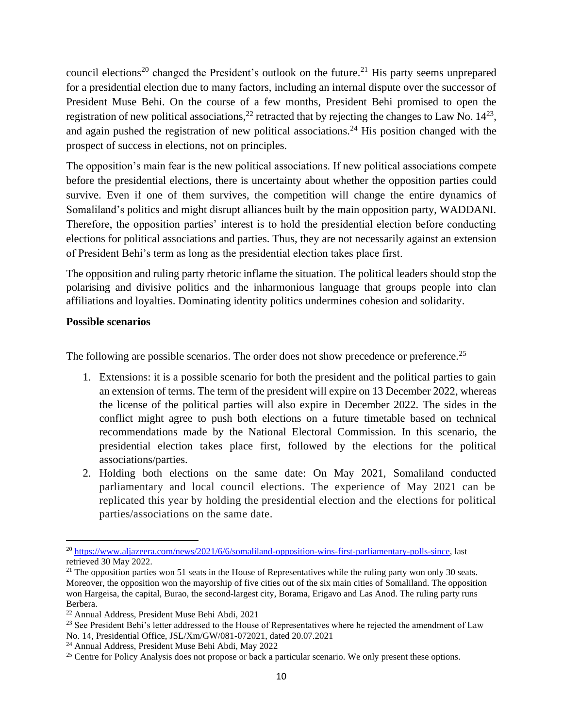council elections[20] changed the President's outlook on the future.[21] His party seems unprepared for a presidential election due to many factors, including an internal dispute over the successor of President Muse Behi. On the course of a few months, President Behi promised to open the registration of new political associations,[22] retracted that by rejecting the changes to Law No. 14[23], and again pushed the registration of new political associations.[24] His position changed with the prospect of success in elections, not on principles.

The opposition's main fear is the new political associations. If new political associations compete before the presidential elections, there is uncertainty about whether the opposition parties could survive. Even if one of them survives, the competition will change the entire dynamics of Somaliland's politics and might disrupt alliances built by the main opposition party, WADDANI. Therefore, the opposition parties' interest is to hold the presidential election before conducting elections for political associations and parties. Thus, they are not necessarily against an extension of President Behi's term as long as the presidential election takes place first.

The opposition and ruling party rhetoric inflame the situation. The political leaders should stop the polarising and divisive politics and the inharmonious language that groups people into clan affiliations and loyalties. Dominating identity politics undermines cohesion and solidarity.

**Possible scenarios**

The following are possible scenarios. The order does not show precedence or preference.[25]

1. Extensions: it is a possible scenario for both the president and the political parties to gain an extension of terms. The term of the president will expire on 13 December 2022, whereas the license of the political parties will also expire in December 2022. The sides in the conflict might agree to push both elections on a future timetable based on technical recommendations made by the National Electoral Commission. In this scenario, the presidential election takes place first, followed by the elections for the political associations/parties.
2. Holding both elections on the same date: On May 2021, Somaliland conducted parliamentary and local council elections. The experience of May 2021 can be replicated this year by holding the presidential election and the elections for political parties/associations on the same date.

---

[20] https://www.aljazeera.com/news/2021/6/6/somaliland-opposition-wins-first-parliamentary-polls-since, last retrieved 30 May 2022.

[21] The opposition parties won 51 seats in the House of Representatives while the ruling party won only 30 seats. Moreover, the opposition won the mayorship of five cities out of the six main cities of Somaliland. The opposition won Hargeisa, the capital, Burao, the second-largest city, Borama, Erigavo and Las Anod. The ruling party runs Berbera.

[22] Annual Address, President Muse Behi Abdi, 2021

[23] See President Behi's letter addressed to the House of Representatives where he rejected the amendment of Law No. 14, Presidential Office, JSL/Xm/GW/081-072021, dated 20.07.2021

[24] Annual Address, President Muse Behi Abdi, May 2022

[25] Centre for Policy Analysis does not propose or back a particular scenario. We only present these options.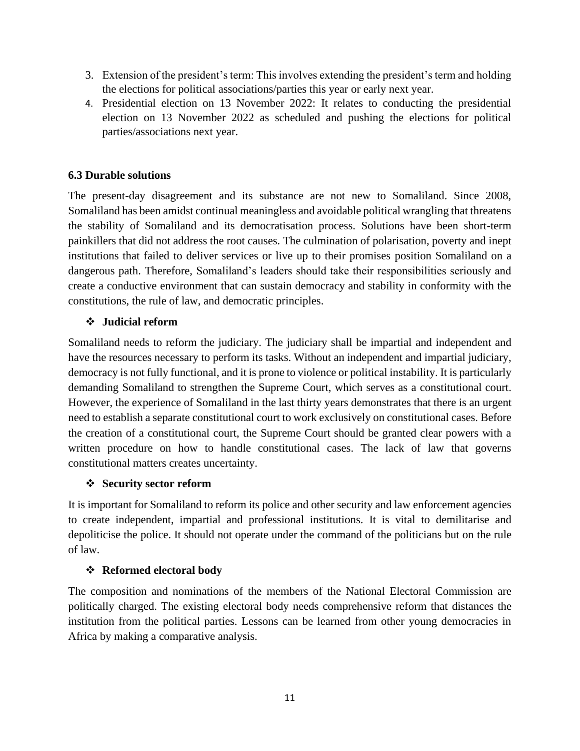3. Extension of the president's term: This involves extending the president's term and holding the elections for political associations/parties this year or early next year.
4. Presidential election on 13 November 2022: It relates to conducting the presidential election on 13 November 2022 as scheduled and pushing the elections for political parties/associations next year.

### 6.3 Durable solutions

The present-day disagreement and its substance are not new to Somaliland. Since 2008, Somaliland has been amidst continual meaningless and avoidable political wrangling that threatens the stability of Somaliland and its democratisation process. Solutions have been short-term painkillers that did not address the root causes. The culmination of polarisation, poverty and inept institutions that failed to deliver services or live up to their promises position Somaliland on a dangerous path. Therefore, Somaliland's leaders should take their responsibilities seriously and create a conductive environment that can sustain democracy and stability in conformity with the constitutions, the rule of law, and democratic principles.

- **Judicial reform**

Somaliland needs to reform the judiciary. The judiciary shall be impartial and independent and have the resources necessary to perform its tasks. Without an independent and impartial judiciary, democracy is not fully functional, and it is prone to violence or political instability. It is particularly demanding Somaliland to strengthen the Supreme Court, which serves as a constitutional court. However, the experience of Somaliland in the last thirty years demonstrates that there is an urgent need to establish a separate constitutional court to work exclusively on constitutional cases. Before the creation of a constitutional court, the Supreme Court should be granted clear powers with a written procedure on how to handle constitutional cases. The lack of law that governs constitutional matters creates uncertainty.

- **Security sector reform**

It is important for Somaliland to reform its police and other security and law enforcement agencies to create independent, impartial and professional institutions. It is vital to demilitarise and depoliticise the police. It should not operate under the command of the politicians but on the rule of law.

- **Reformed electoral body**

The composition and nominations of the members of the National Electoral Commission are politically charged. The existing electoral body needs comprehensive reform that distances the institution from the political parties. Lessons can be learned from other young democracies in Africa by making a comparative analysis.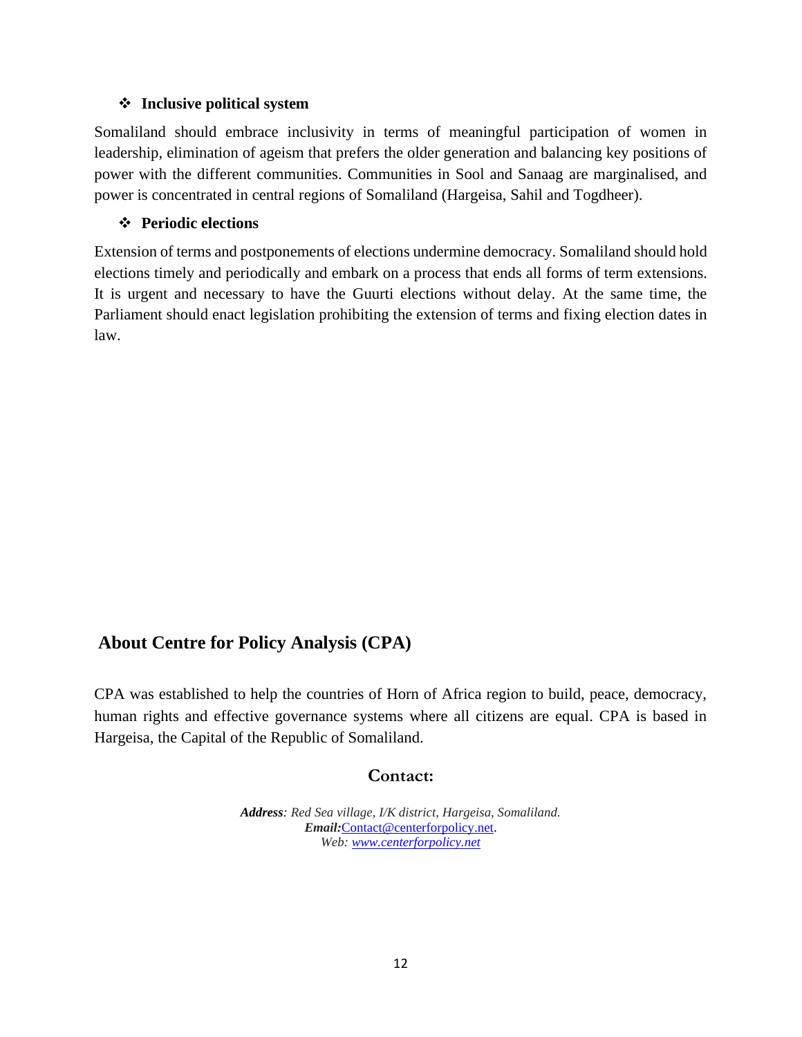- **Inclusive political system**

Somaliland should embrace inclusivity in terms of meaningful participation of women in leadership, elimination of ageism that prefers the older generation and balancing key positions of power with the different communities. Communities in Sool and Sanaag are marginalised, and power is concentrated in central regions of Somaliland (Hargeisa, Sahil and Togdheer).

- **Periodic elections**

Extension of terms and postponements of elections undermine democracy. Somaliland should hold elections timely and periodically and embark on a process that ends all forms of term extensions. It is urgent and necessary to have the Guurti elections without delay. At the same time, the Parliament should enact legislation prohibiting the extension of terms and fixing election dates in law.

## About Centre for Policy Analysis (CPA)

CPA was established to help the countries of Horn of Africa region to build, peace, democracy, human rights and effective governance systems where all citizens are equal. CPA is based in Hargeisa, the Capital of the Republic of Somaliland.

### Contact:

***Address****: Red Sea village, I/K district, Hargeisa, Somaliland.*
***Email:***[Contact@centerforpolicy.net](mailto:Contact@centerforpolicy.net).
*Web: [www.centerforpolicy.net](http://www.centerforpolicy.net)*